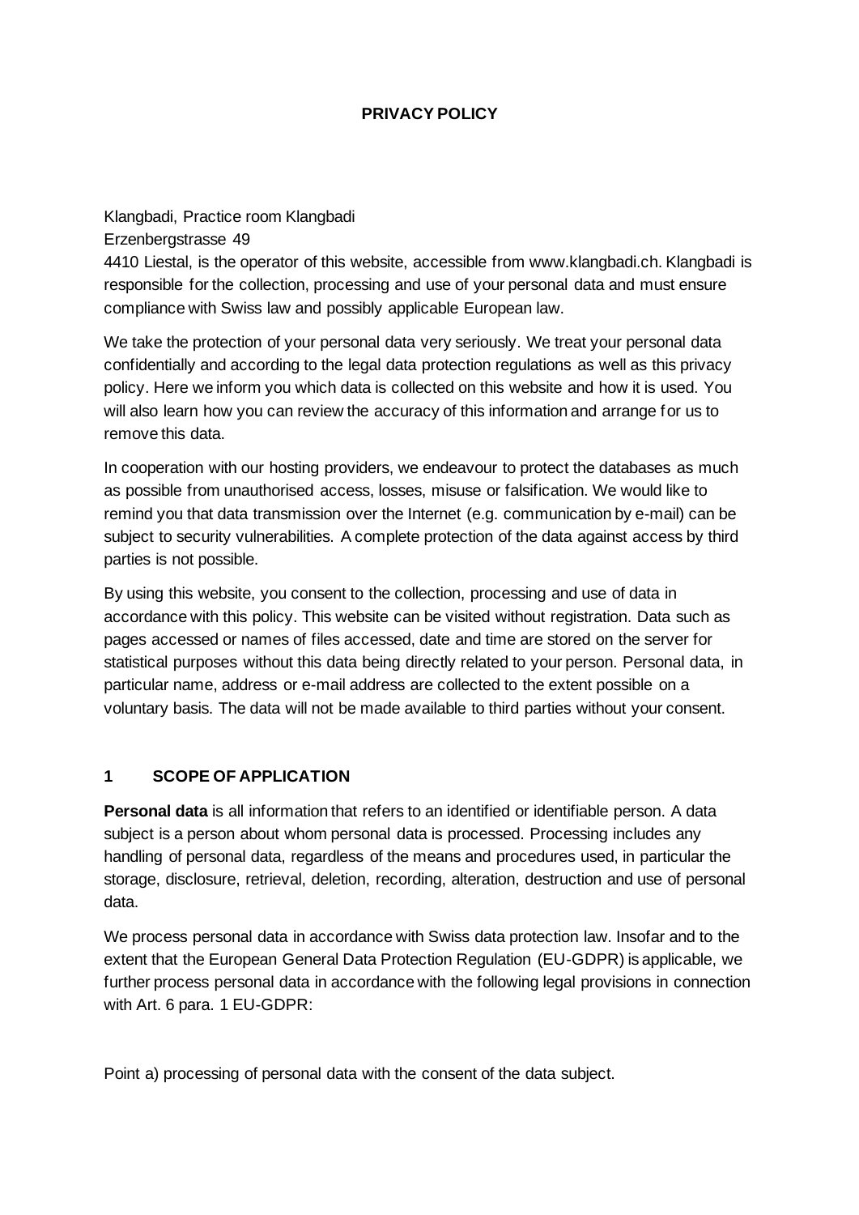# PRIVACY POLICY

Klangbadi, Practice room Klangbadi
Erzenbergstrasse 49
4410 Liestal, is the operator of this website, accessible from www.klangbadi.ch. Klangbadi is responsible for the collection, processing and use of your personal data and must ensure compliance with Swiss law and possibly applicable European law.

We take the protection of your personal data very seriously. We treat your personal data confidentially and according to the legal data protection regulations as well as this privacy policy. Here we inform you which data is collected on this website and how it is used. You will also learn how you can review the accuracy of this information and arrange for us to remove this data.

In cooperation with our hosting providers, we endeavour to protect the databases as much as possible from unauthorised access, losses, misuse or falsification. We would like to remind you that data transmission over the Internet (e.g. communication by e-mail) can be subject to security vulnerabilities. A complete protection of the data against access by third parties is not possible.

By using this website, you consent to the collection, processing and use of data in accordance with this policy. This website can be visited without registration. Data such as pages accessed or names of files accessed, date and time are stored on the server for statistical purposes without this data being directly related to your person. Personal data, in particular name, address or e-mail address are collected to the extent possible on a voluntary basis. The data will not be made available to third parties without your consent.

## 1 SCOPE OF APPLICATION

**Personal data** is all information that refers to an identified or identifiable person. A data subject is a person about whom personal data is processed. Processing includes any handling of personal data, regardless of the means and procedures used, in particular the storage, disclosure, retrieval, deletion, recording, alteration, destruction and use of personal data.

We process personal data in accordance with Swiss data protection law. Insofar and to the extent that the European General Data Protection Regulation (EU-GDPR) is applicable, we further process personal data in accordance with the following legal provisions in connection with Art. 6 para. 1 EU-GDPR:

Point a) processing of personal data with the consent of the data subject.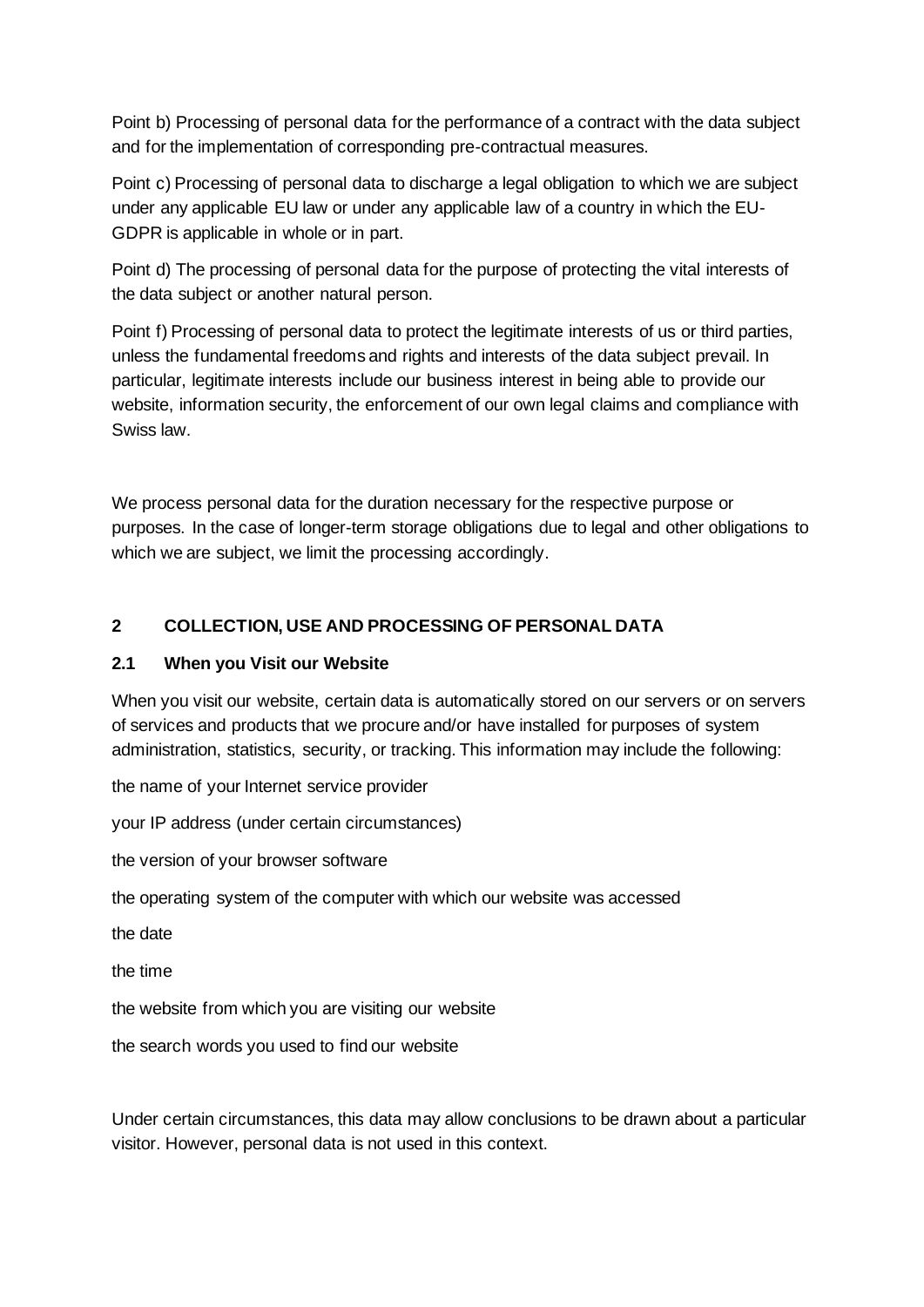Point b) Processing of personal data for the performance of a contract with the data subject and for the implementation of corresponding pre-contractual measures.

Point c) Processing of personal data to discharge a legal obligation to which we are subject under any applicable EU law or under any applicable law of a country in which the EU-GDPR is applicable in whole or in part.

Point d) The processing of personal data for the purpose of protecting the vital interests of the data subject or another natural person.

Point f) Processing of personal data to protect the legitimate interests of us or third parties, unless the fundamental freedoms and rights and interests of the data subject prevail. In particular, legitimate interests include our business interest in being able to provide our website, information security, the enforcement of our own legal claims and compliance with Swiss law.

We process personal data for the duration necessary for the respective purpose or purposes. In the case of longer-term storage obligations due to legal and other obligations to which we are subject, we limit the processing accordingly.

## 2 COLLECTION, USE AND PROCESSING OF PERSONAL DATA

### 2.1 When you Visit our Website

When you visit our website, certain data is automatically stored on our servers or on servers of services and products that we procure and/or have installed for purposes of system administration, statistics, security, or tracking. This information may include the following:

the name of your Internet service provider

your IP address (under certain circumstances)

the version of your browser software

the operating system of the computer with which our website was accessed

the date

the time

the website from which you are visiting our website

the search words you used to find our website

Under certain circumstances, this data may allow conclusions to be drawn about a particular visitor. However, personal data is not used in this context.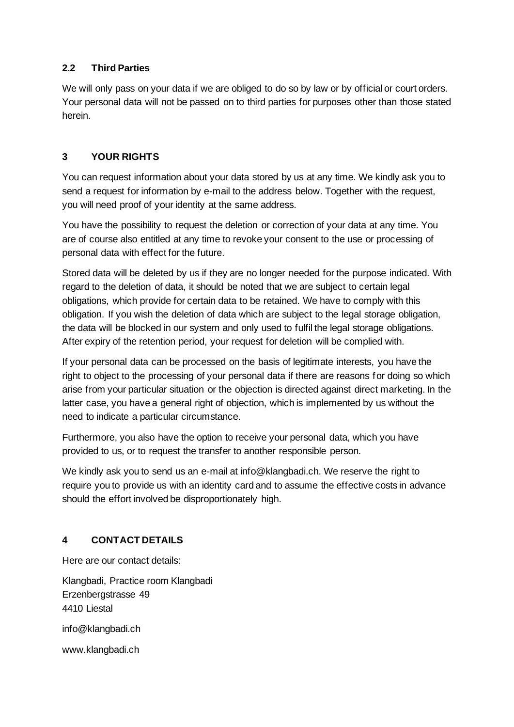### 2.2 Third Parties

We will only pass on your data if we are obliged to do so by law or by official or court orders. Your personal data will not be passed on to third parties for purposes other than those stated herein.

## 3 YOUR RIGHTS

You can request information about your data stored by us at any time. We kindly ask you to send a request for information by e-mail to the address below. Together with the request, you will need proof of your identity at the same address.

You have the possibility to request the deletion or correction of your data at any time. You are of course also entitled at any time to revoke your consent to the use or processing of personal data with effect for the future.

Stored data will be deleted by us if they are no longer needed for the purpose indicated. With regard to the deletion of data, it should be noted that we are subject to certain legal obligations, which provide for certain data to be retained. We have to comply with this obligation. If you wish the deletion of data which are subject to the legal storage obligation, the data will be blocked in our system and only used to fulfil the legal storage obligations. After expiry of the retention period, your request for deletion will be complied with.

If your personal data can be processed on the basis of legitimate interests, you have the right to object to the processing of your personal data if there are reasons for doing so which arise from your particular situation or the objection is directed against direct marketing. In the latter case, you have a general right of objection, which is implemented by us without the need to indicate a particular circumstance.

Furthermore, you also have the option to receive your personal data, which you have provided to us, or to request the transfer to another responsible person.

We kindly ask you to send us an e-mail at info@klangbadi.ch. We reserve the right to require you to provide us with an identity card and to assume the effective costs in advance should the effort involved be disproportionately high.

## 4 CONTACT DETAILS

Here are our contact details:

Klangbadi, Practice room Klangbadi
Erzenbergstrasse 49
4410 Liestal

info@klangbadi.ch

www.klangbadi.ch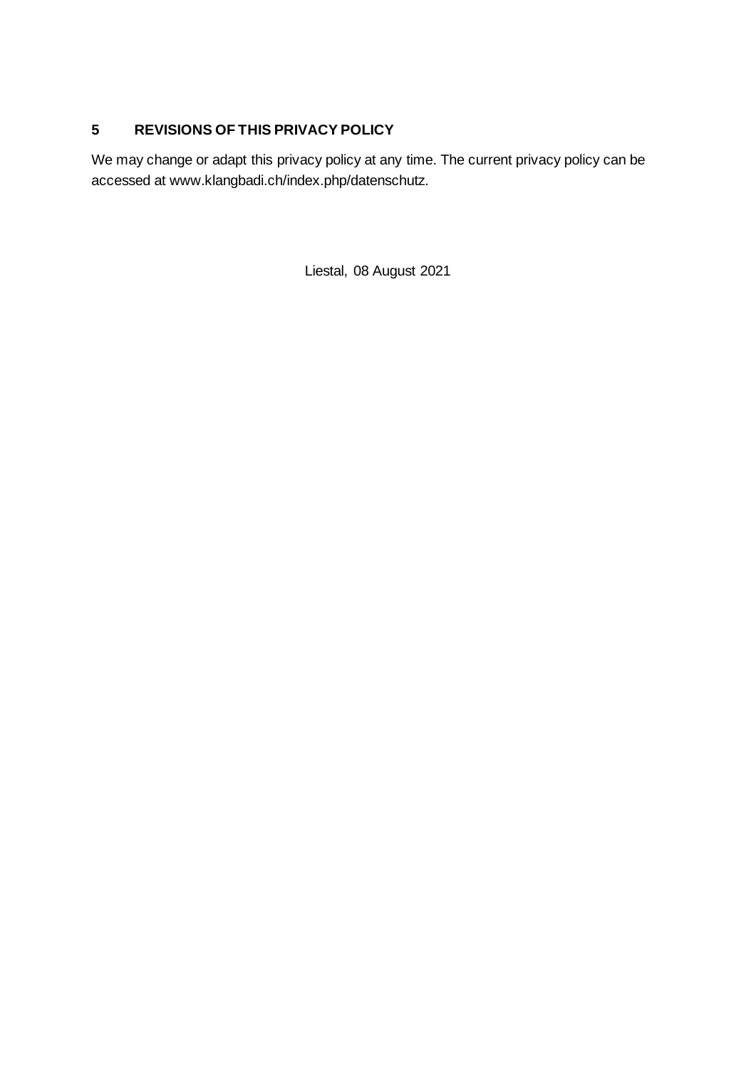## 5 REVISIONS OF THIS PRIVACY POLICY

We may change or adapt this privacy policy at any time. The current privacy policy can be accessed at www.klangbadi.ch/index.php/datenschutz.

Liestal, 08 August 2021